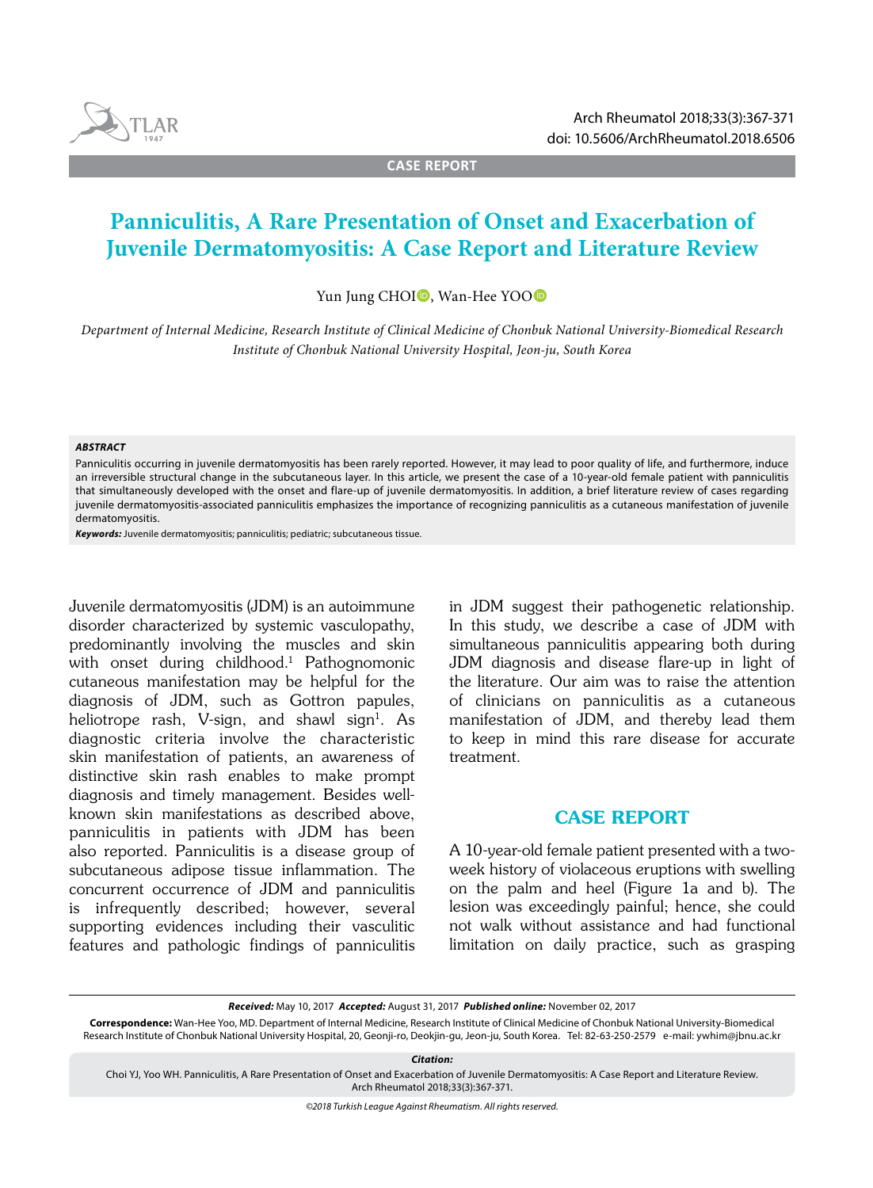CASE REPORT

# Panniculitis, A Rare Presentation of Onset and Exacerbation of Juvenile Dermatomyositis: A Case Report and Literature Review

Yun Jung CHOI, Wan-Hee YOO

*Department of Internal Medicine, Research Institute of Clinical Medicine of Chonbuk National University-Biomedical Research Institute of Chonbuk National University Hospital, Jeon-ju, South Korea*

***ABSTRACT***

Panniculitis occurring in juvenile dermatomyositis has been rarely reported. However, it may lead to poor quality of life, and furthermore, induce an irreversible structural change in the subcutaneous layer. In this article, we present the case of a 10-year-old female patient with panniculitis that simultaneously developed with the onset and flare-up of juvenile dermatomyositis. In addition, a brief literature review of cases regarding juvenile dermatomyositis-associated panniculitis emphasizes the importance of recognizing panniculitis as a cutaneous manifestation of juvenile dermatomyositis.

***Keywords:*** Juvenile dermatomyositis; panniculitis; pediatric; subcutaneous tissue.

Juvenile dermatomyositis (JDM) is an autoimmune disorder characterized by systemic vasculopathy, predominantly involving the muscles and skin with onset during childhood.[1] Pathognomonic cutaneous manifestation may be helpful for the diagnosis of JDM, such as Gottron papules, heliotrope rash, V-sign, and shawl sign[1]. As diagnostic criteria involve the characteristic skin manifestation of patients, an awareness of distinctive skin rash enables to make prompt diagnosis and timely management. Besides well-known skin manifestations as described above, panniculitis in patients with JDM has been also reported. Panniculitis is a disease group of subcutaneous adipose tissue inflammation. The concurrent occurrence of JDM and panniculitis is infrequently described; however, several supporting evidences including their vasculitic features and pathologic findings of panniculitis in JDM suggest their pathogenetic relationship. In this study, we describe a case of JDM with simultaneous panniculitis appearing both during JDM diagnosis and disease flare-up in light of the literature. Our aim was to raise the attention of clinicians on panniculitis as a cutaneous manifestation of JDM, and thereby lead them to keep in mind this rare disease for accurate treatment.

## CASE REPORT

A 10-year-old female patient presented with a two-week history of violaceous eruptions with swelling on the palm and heel (Figure 1a and b). The lesion was exceedingly painful; hence, she could not walk without assistance and had functional limitation on daily practice, such as grasping

***Received:*** May 10, 2017 ***Accepted:*** August 31, 2017 ***Published online:*** November 02, 2017

**Correspondence:** Wan-Hee Yoo, MD. Department of Internal Medicine, Research Institute of Clinical Medicine of Chonbuk National University-Biomedical Research Institute of Chonbuk National University Hospital, 20, Geonji-ro, Deokjin-gu, Jeon-ju, South Korea. Tel: 82-63-250-2579 e-mail: ywhim@jbnu.ac.kr

***Citation:***
Choi YJ, Yoo WH. Panniculitis, A Rare Presentation of Onset and Exacerbation of Juvenile Dermatomyositis: A Case Report and Literature Review. Arch Rheumatol 2018;33(3):367-371.

*©2018 Turkish League Against Rheumatism. All rights reserved.*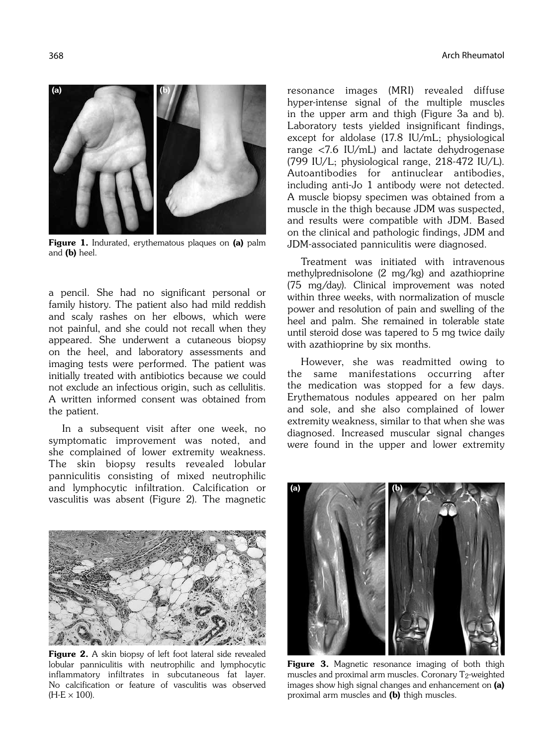Figure 1. Indurated, erythematous plaques on (a) palm and (b) heel.

a pencil. She had no significant personal or family history. The patient also had mild reddish and scaly rashes on her elbows, which were not painful, and she could not recall when they appeared. She underwent a cutaneous biopsy on the heel, and laboratory assessments and imaging tests were performed. The patient was initially treated with antibiotics because we could not exclude an infectious origin, such as cellulitis. A written informed consent was obtained from the patient.

In a subsequent visit after one week, no symptomatic improvement was noted, and she complained of lower extremity weakness. The skin biopsy results revealed lobular panniculitis consisting of mixed neutrophilic and lymphocytic infiltration. Calcification or vasculitis was absent (Figure 2). The magnetic resonance images (MRI) revealed diffuse hyper-intense signal of the multiple muscles in the upper arm and thigh (Figure 3a and b). Laboratory tests yielded insignificant findings, except for aldolase (17.8 IU/mL; physiological range <7.6 IU/mL) and lactate dehydrogenase (799 IU/L; physiological range, 218-472 IU/L). Autoantibodies for antinuclear antibodies, including anti-Jo 1 antibody were not detected. A muscle biopsy specimen was obtained from a muscle in the thigh because JDM was suspected, and results were compatible with JDM. Based on the clinical and pathologic findings, JDM and JDM-associated panniculitis were diagnosed.

Figure 2. A skin biopsy of left foot lateral side revealed lobular panniculitis with neutrophilic and lymphocytic inflammatory infiltrates in subcutaneous fat layer. No calcification or feature of vasculitis was observed (H-E × 100).

Treatment was initiated with intravenous methylprednisolone (2 mg/kg) and azathioprine (75 mg/day). Clinical improvement was noted within three weeks, with normalization of muscle power and resolution of pain and swelling of the heel and palm. She remained in tolerable state until steroid dose was tapered to 5 mg twice daily with azathioprine by six months.

However, she was readmitted owing to the same manifestations occurring after the medication was stopped for a few days. Erythematous nodules appeared on her palm and sole, and she also complained of lower extremity weakness, similar to that when she was diagnosed. Increased muscular signal changes were found in the upper and lower extremity

Figure 3. Magnetic resonance imaging of both thigh muscles and proximal arm muscles. Coronary $T_2$-weighted images show high signal changes and enhancement on (a) proximal arm muscles and (b) thigh muscles.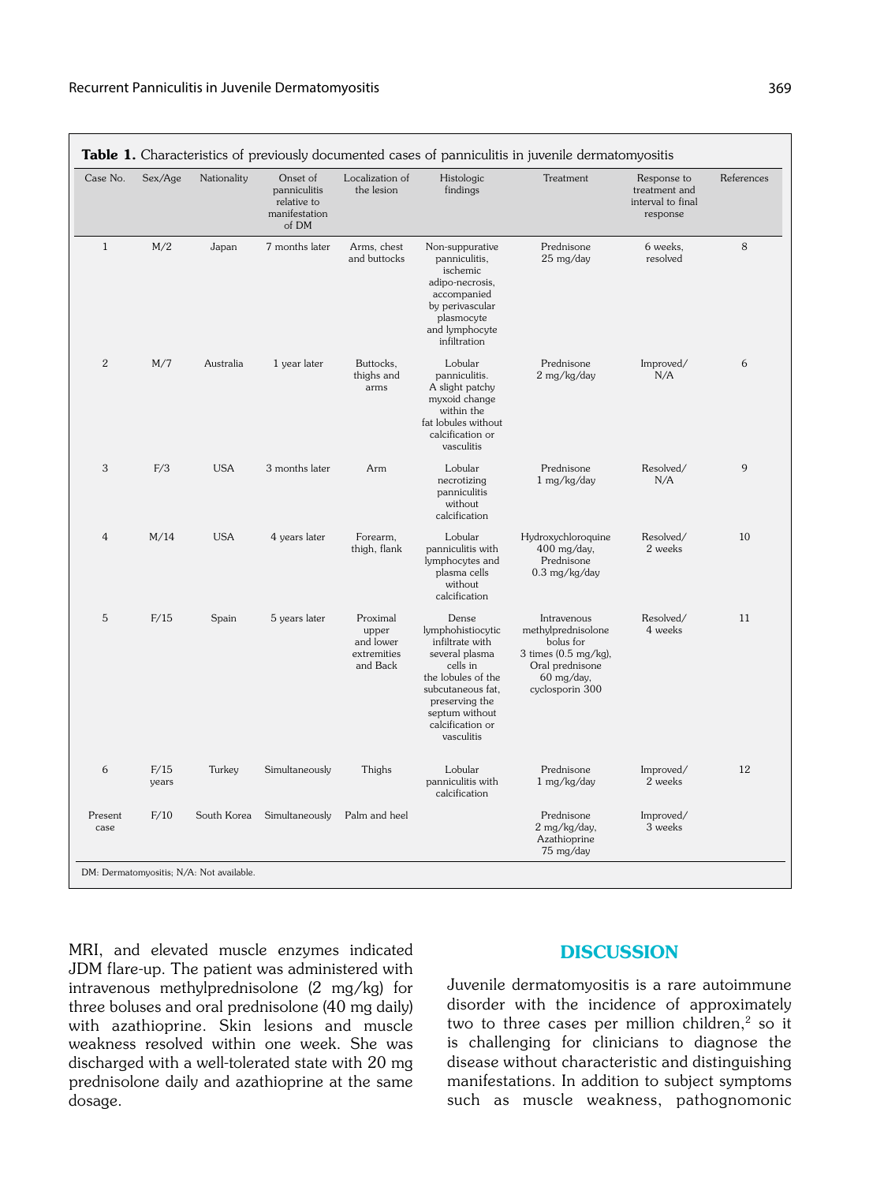**Table 1.** Characteristics of previously documented cases of panniculitis in juvenile dermatomyositis

| Case No. | Sex/Age | Nationality | Onset of panniculitis relative to manifestation of DM | Localization of the lesion | Histologic findings | Treatment | Response to treatment and interval to final response | References |
|---|---|---|---|---|---|---|---|---|
| 1 | M/2 | Japan | 7 months later | Arms, chest and buttocks | Non-suppurative panniculitis, ischemic adipo-necrosis, accompanied by perivascular plasmocyte and lymphocyte infiltration | Prednisone 25 mg/day | 6 weeks, resolved | 8 |
| 2 | M/7 | Australia | 1 year later | Buttocks, thighs and arms | Lobular panniculitis. A slight patchy myxoid change within the fat lobules without calcification or vasculitis | Prednisone 2 mg/kg/day | Improved/ N/A | 6 |
| 3 | F/3 | USA | 3 months later | Arm | Lobular necrotizing panniculitis without calcification | Prednisone 1 mg/kg/day | Resolved/ N/A | 9 |
| 4 | M/14 | USA | 4 years later | Forearm, thigh, flank | Lobular panniculitis with lymphocytes and plasma cells without calcification | Hydroxychloroquine 400 mg/day, Prednisone 0.3 mg/kg/day | Resolved/ 2 weeks | 10 |
| 5 | F/15 | Spain | 5 years later | Proximal upper and lower extremities and Back | Dense lymphohistiocytic infiltrate with several plasma cells in the lobules of the subcutaneous fat, preserving the septum without calcification or vasculitis | Intravenous methylprednisolone bolus for 3 times (0.5 mg/kg), Oral prednisone 60 mg/day, cyclosporin 300 | Resolved/ 4 weeks | 11 |
| 6 | F/15 years | Turkey | Simultaneously | Thighs | Lobular panniculitis with calcification | Prednisone 1 mg/kg/day | Improved/ 2 weeks | 12 |
| Present case | F/10 | South Korea | Simultaneously | Palm and heel | | Prednisone 2 mg/kg/day, Azathioprine 75 mg/day | Improved/ 3 weeks | |

DM: Dermatomyositis; N/A: Not available.

MRI, and elevated muscle enzymes indicated JDM flare-up. The patient was administered with intravenous methylprednisolone (2 mg/kg) for three boluses and oral prednisolone (40 mg daily) with azathioprine. Skin lesions and muscle weakness resolved within one week. She was discharged with a well-tolerated state with 20 mg prednisolone daily and azathioprine at the same dosage.

## DISCUSSION

Juvenile dermatomyositis is a rare autoimmune disorder with the incidence of approximately two to three cases per million children,[2] so it is challenging for clinicians to diagnose the disease without characteristic and distinguishing manifestations. In addition to subject symptoms such as muscle weakness, pathognomonic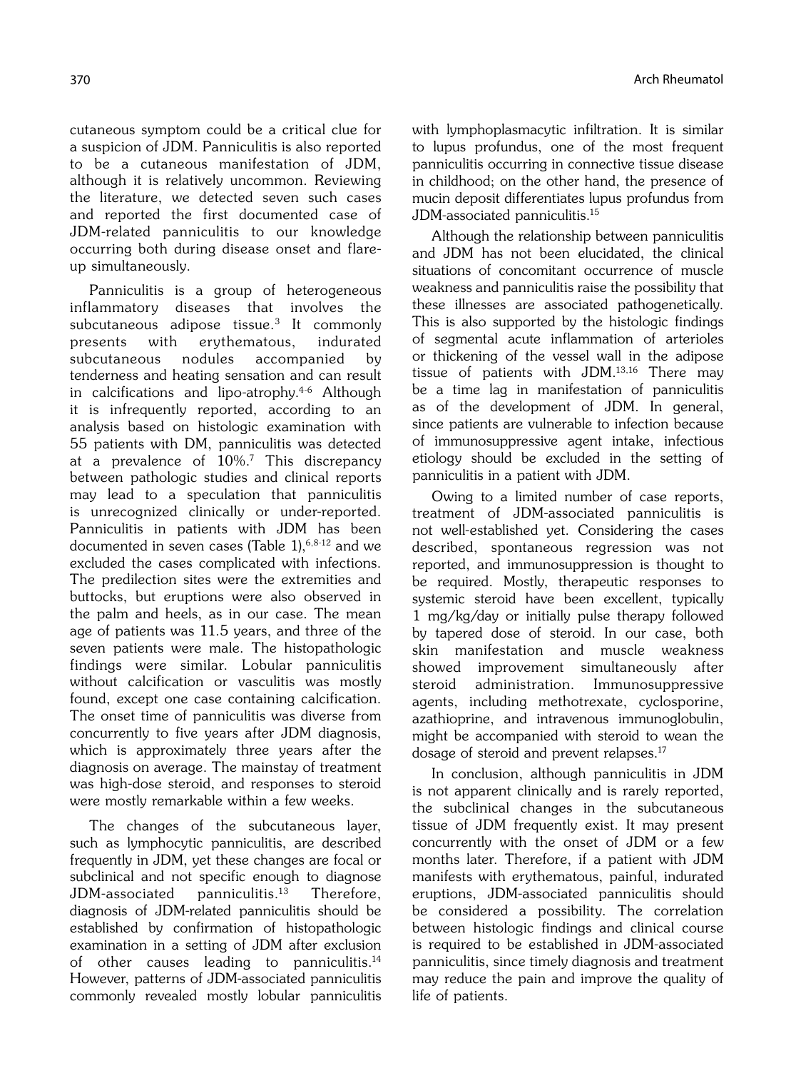cutaneous symptom could be a critical clue for a suspicion of JDM. Panniculitis is also reported to be a cutaneous manifestation of JDM, although it is relatively uncommon. Reviewing the literature, we detected seven such cases and reported the first documented case of JDM-related panniculitis to our knowledge occurring both during disease onset and flare-up simultaneously.

Panniculitis is a group of heterogeneous inflammatory diseases that involves the subcutaneous adipose tissue.[3] It commonly presents with erythematous, indurated subcutaneous nodules accompanied by tenderness and heating sensation and can result in calcifications and lipo-atrophy.[4-6] Although it is infrequently reported, according to an analysis based on histologic examination with 55 patients with DM, panniculitis was detected at a prevalence of 10%.[7] This discrepancy between pathologic studies and clinical reports may lead to a speculation that panniculitis is unrecognized clinically or under-reported. Panniculitis in patients with JDM has been documented in seven cases (Table 1),[6,8-12] and we excluded the cases complicated with infections. The predilection sites were the extremities and buttocks, but eruptions were also observed in the palm and heels, as in our case. The mean age of patients was 11.5 years, and three of the seven patients were male. The histopathologic findings were similar. Lobular panniculitis without calcification or vasculitis was mostly found, except one case containing calcification. The onset time of panniculitis was diverse from concurrently to five years after JDM diagnosis, which is approximately three years after the diagnosis on average. The mainstay of treatment was high-dose steroid, and responses to steroid were mostly remarkable within a few weeks.

The changes of the subcutaneous layer, such as lymphocytic panniculitis, are described frequently in JDM, yet these changes are focal or subclinical and not specific enough to diagnose JDM-associated panniculitis.[13] Therefore, diagnosis of JDM-related panniculitis should be established by confirmation of histopathologic examination in a setting of JDM after exclusion of other causes leading to panniculitis.[14] However, patterns of JDM-associated panniculitis commonly revealed mostly lobular panniculitis with lymphoplasmacytic infiltration. It is similar to lupus profundus, one of the most frequent panniculitis occurring in connective tissue disease in childhood; on the other hand, the presence of mucin deposit differentiates lupus profundus from JDM-associated panniculitis.[15]

Although the relationship between panniculitis and JDM has not been elucidated, the clinical situations of concomitant occurrence of muscle weakness and panniculitis raise the possibility that these illnesses are associated pathogenetically. This is also supported by the histologic findings of segmental acute inflammation of arterioles or thickening of the vessel wall in the adipose tissue of patients with JDM.[13,16] There may be a time lag in manifestation of panniculitis as of the development of JDM. In general, since patients are vulnerable to infection because of immunosuppressive agent intake, infectious etiology should be excluded in the setting of panniculitis in a patient with JDM.

Owing to a limited number of case reports, treatment of JDM-associated panniculitis is not well-established yet. Considering the cases described, spontaneous regression was not reported, and immunosuppression is thought to be required. Mostly, therapeutic responses to systemic steroid have been excellent, typically 1 mg/kg/day or initially pulse therapy followed by tapered dose of steroid. In our case, both skin manifestation and muscle weakness showed improvement simultaneously after steroid administration. Immunosuppressive agents, including methotrexate, cyclosporine, azathioprine, and intravenous immunoglobulin, might be accompanied with steroid to wean the dosage of steroid and prevent relapses.[17]

In conclusion, although panniculitis in JDM is not apparent clinically and is rarely reported, the subclinical changes in the subcutaneous tissue of JDM frequently exist. It may present concurrently with the onset of JDM or a few months later. Therefore, if a patient with JDM manifests with erythematous, painful, indurated eruptions, JDM-associated panniculitis should be considered a possibility. The correlation between histologic findings and clinical course is required to be established in JDM-associated panniculitis, since timely diagnosis and treatment may reduce the pain and improve the quality of life of patients.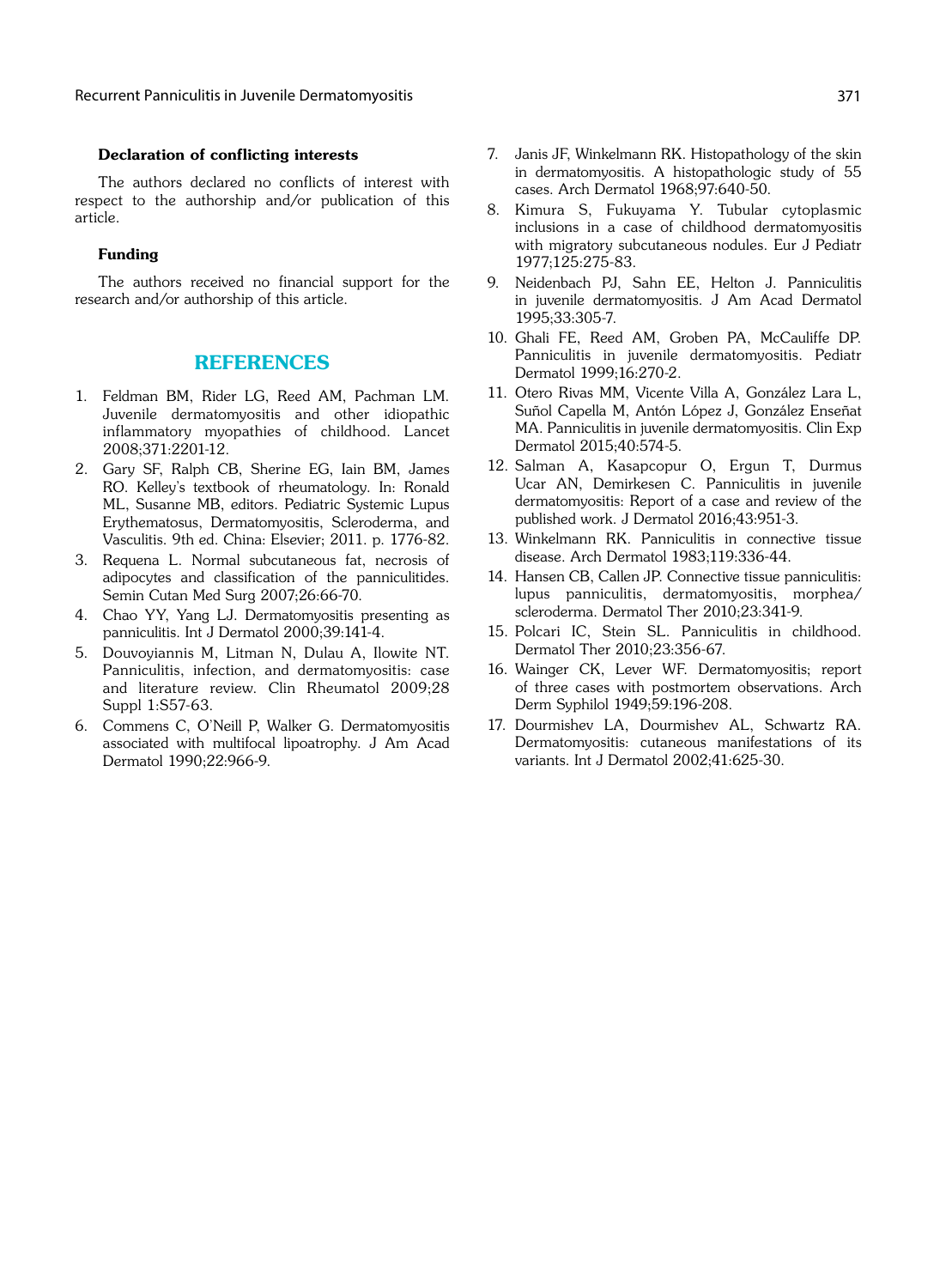#### Declaration of conflicting interests

The authors declared no conflicts of interest with respect to the authorship and/or publication of this article.

#### Funding

The authors received no financial support for the research and/or authorship of this article.

## REFERENCES

1. Feldman BM, Rider LG, Reed AM, Pachman LM. Juvenile dermatomyositis and other idiopathic inflammatory myopathies of childhood. Lancet 2008;371:2201-12.
2. Gary SF, Ralph CB, Sherine EG, Iain BM, James RO. Kelley's textbook of rheumatology. In: Ronald ML, Susanne MB, editors. Pediatric Systemic Lupus Erythematosus, Dermatomyositis, Scleroderma, and Vasculitis. 9th ed. China: Elsevier; 2011. p. 1776-82.
3. Requena L. Normal subcutaneous fat, necrosis of adipocytes and classification of the panniculitides. Semin Cutan Med Surg 2007;26:66-70.
4. Chao YY, Yang LJ. Dermatomyositis presenting as panniculitis. Int J Dermatol 2000;39:141-4.
5. Douvoyiannis M, Litman N, Dulau A, Ilowite NT. Panniculitis, infection, and dermatomyositis: case and literature review. Clin Rheumatol 2009;28 Suppl 1:S57-63.
6. Commens C, O'Neill P, Walker G. Dermatomyositis associated with multifocal lipoatrophy. J Am Acad Dermatol 1990;22:966-9.
7. Janis JF, Winkelmann RK. Histopathology of the skin in dermatomyositis. A histopathologic study of 55 cases. Arch Dermatol 1968;97:640-50.
8. Kimura S, Fukuyama Y. Tubular cytoplasmic inclusions in a case of childhood dermatomyositis with migratory subcutaneous nodules. Eur J Pediatr 1977;125:275-83.
9. Neidenbach PJ, Sahn EE, Helton J. Panniculitis in juvenile dermatomyositis. J Am Acad Dermatol 1995;33:305-7.
10. Ghali FE, Reed AM, Groben PA, McCauliffe DP. Panniculitis in juvenile dermatomyositis. Pediatr Dermatol 1999;16:270-2.
11. Otero Rivas MM, Vicente Villa A, González Lara L, Suñol Capella M, Antón López J, González Enseñat MA. Panniculitis in juvenile dermatomyositis. Clin Exp Dermatol 2015;40:574-5.
12. Salman A, Kasapcopur O, Ergun T, Durmus Ucar AN, Demirkesen C. Panniculitis in juvenile dermatomyositis: Report of a case and review of the published work. J Dermatol 2016;43:951-3.
13. Winkelmann RK. Panniculitis in connective tissue disease. Arch Dermatol 1983;119:336-44.
14. Hansen CB, Callen JP. Connective tissue panniculitis: lupus panniculitis, dermatomyositis, morphea/ scleroderma. Dermatol Ther 2010;23:341-9.
15. Polcari IC, Stein SL. Panniculitis in childhood. Dermatol Ther 2010;23:356-67.
16. Wainger CK, Lever WF. Dermatomyositis; report of three cases with postmortem observations. Arch Derm Syphilol 1949;59:196-208.
17. Dourmishev LA, Dourmishev AL, Schwartz RA. Dermatomyositis: cutaneous manifestations of its variants. Int J Dermatol 2002;41:625-30.